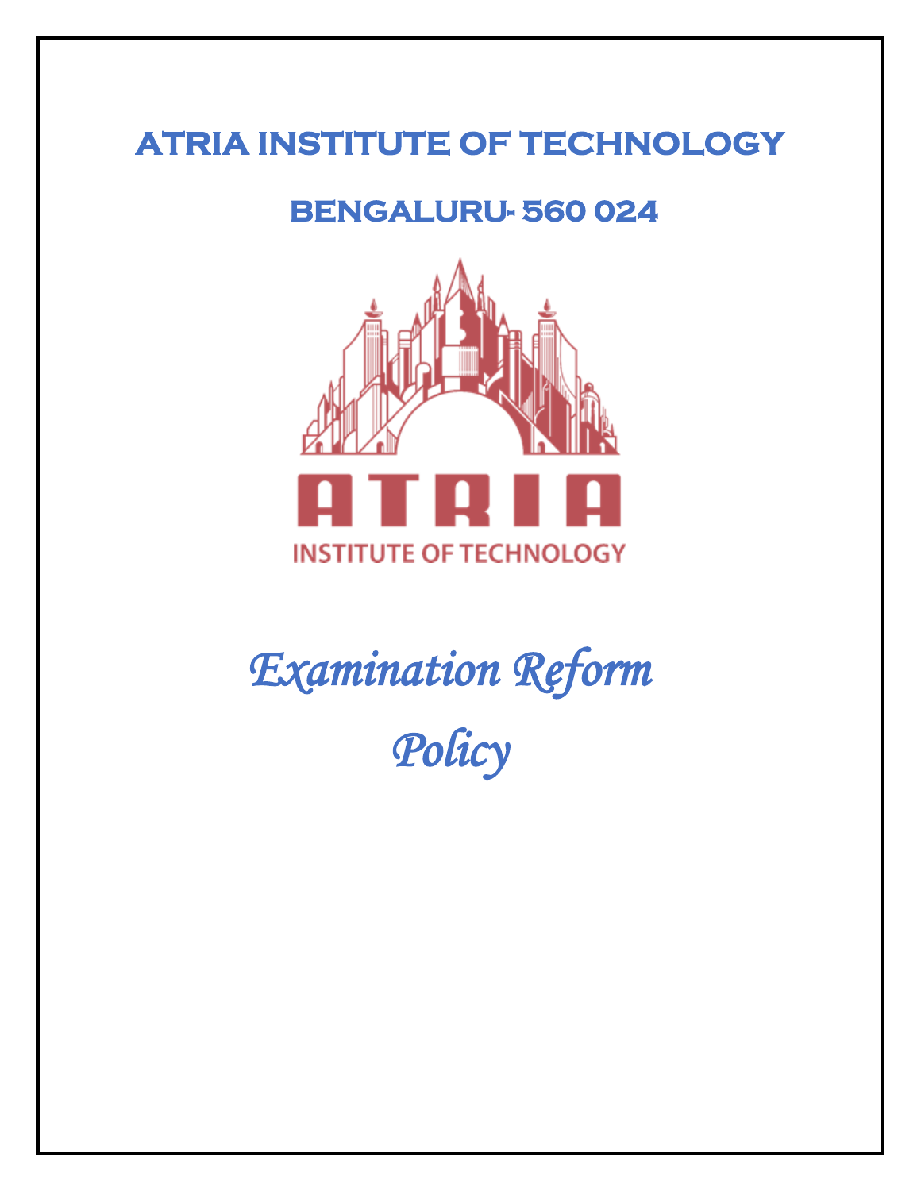# ATRIA INSTITUTE OF TECHNOLOGY

## BENGALURU- 560 024

# *Examination Reform Policy*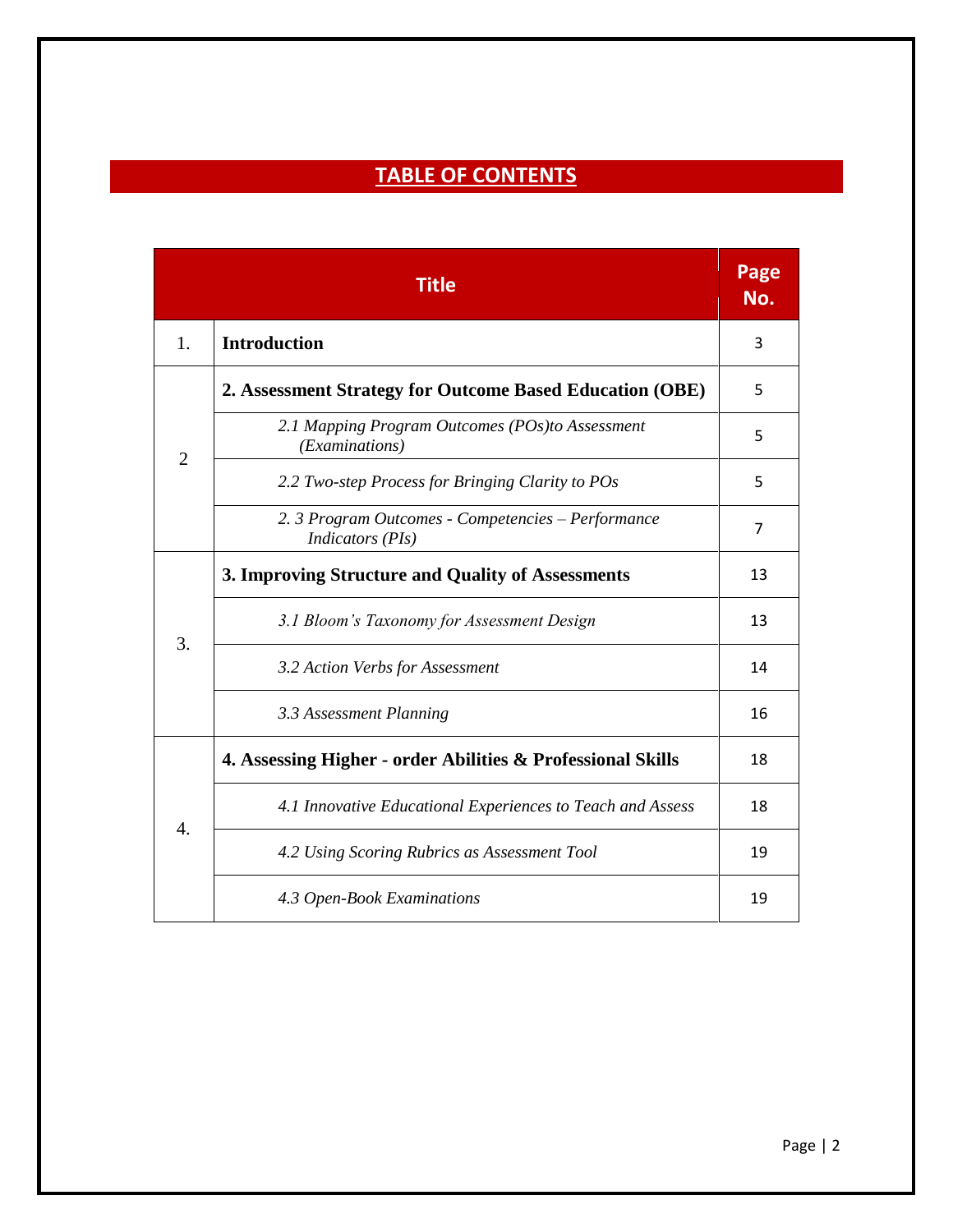## TABLE OF CONTENTS

| | Title | Page No. |
|---|---|---|
| 1. | **Introduction** | 3 |
| 2 | **2. Assessment Strategy for Outcome Based Education (OBE)** | 5 |
| | *2.1 Mapping Program Outcomes (POs)to Assessment (Examinations)* | 5 |
| | *2.2 Two-step Process for Bringing Clarity to POs* | 5 |
| | *2. 3 Program Outcomes - Competencies – Performance Indicators (PIs)* | 7 |
| 3. | **3. Improving Structure and Quality of Assessments** | 13 |
| | *3.1 Bloom's Taxonomy for Assessment Design* | 13 |
| | *3.2 Action Verbs for Assessment* | 14 |
| | *3.3 Assessment Planning* | 16 |
| 4. | **4. Assessing Higher - order Abilities & Professional Skills** | 18 |
| | *4.1 Innovative Educational Experiences to Teach and Assess* | 18 |
| | *4.2 Using Scoring Rubrics as Assessment Tool* | 19 |
| | *4.3 Open-Book Examinations* | 19 |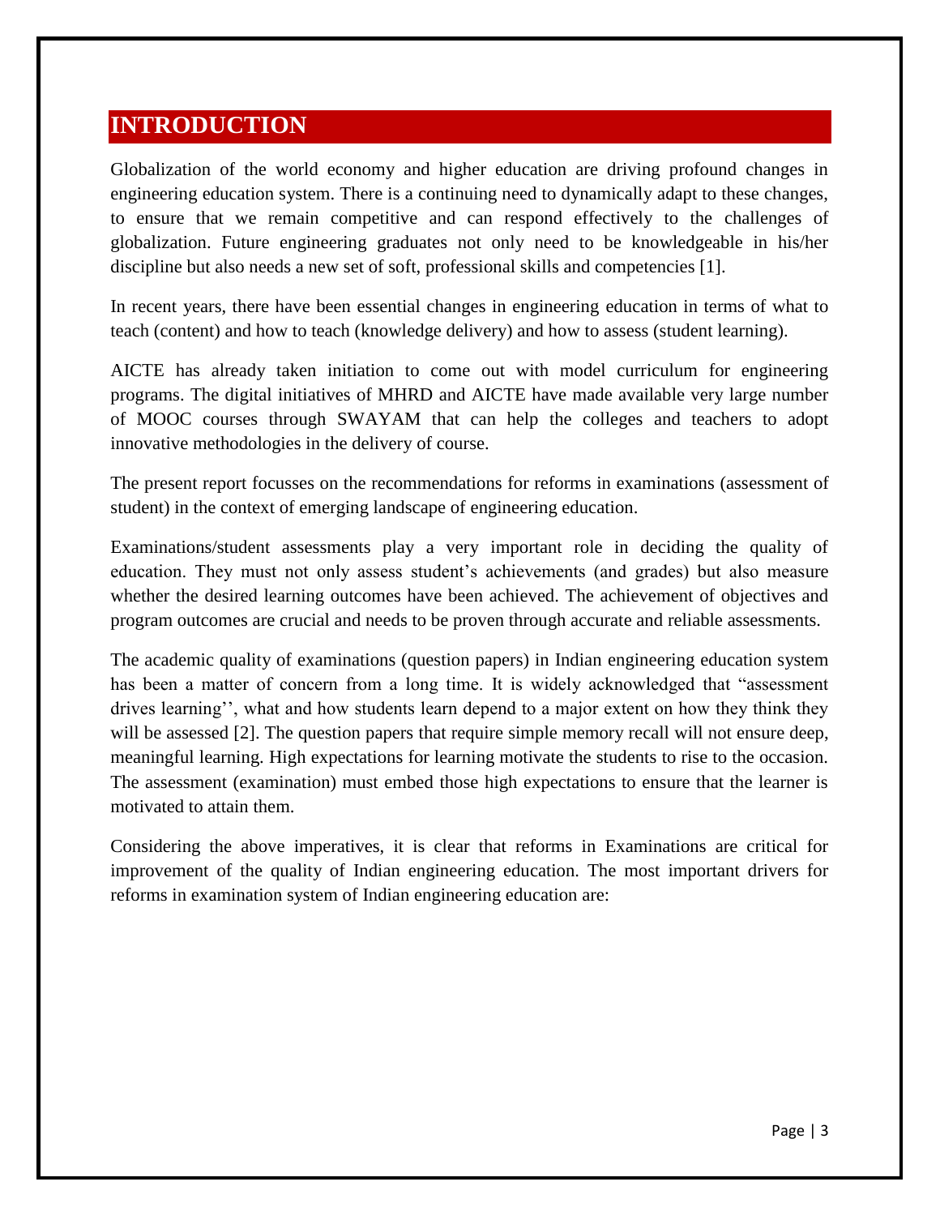# INTRODUCTION

Globalization of the world economy and higher education are driving profound changes in engineering education system. There is a continuing need to dynamically adapt to these changes, to ensure that we remain competitive and can respond effectively to the challenges of globalization. Future engineering graduates not only need to be knowledgeable in his/her discipline but also needs a new set of soft, professional skills and competencies [1].

In recent years, there have been essential changes in engineering education in terms of what to teach (content) and how to teach (knowledge delivery) and how to assess (student learning).

AICTE has already taken initiation to come out with model curriculum for engineering programs. The digital initiatives of MHRD and AICTE have made available very large number of MOOC courses through SWAYAM that can help the colleges and teachers to adopt innovative methodologies in the delivery of course.

The present report focusses on the recommendations for reforms in examinations (assessment of student) in the context of emerging landscape of engineering education.

Examinations/student assessments play a very important role in deciding the quality of education. They must not only assess student's achievements (and grades) but also measure whether the desired learning outcomes have been achieved. The achievement of objectives and program outcomes are crucial and needs to be proven through accurate and reliable assessments.

The academic quality of examinations (question papers) in Indian engineering education system has been a matter of concern from a long time. It is widely acknowledged that "assessment drives learning'', what and how students learn depend to a major extent on how they think they will be assessed [2]. The question papers that require simple memory recall will not ensure deep, meaningful learning. High expectations for learning motivate the students to rise to the occasion. The assessment (examination) must embed those high expectations to ensure that the learner is motivated to attain them.

Considering the above imperatives, it is clear that reforms in Examinations are critical for improvement of the quality of Indian engineering education. The most important drivers for reforms in examination system of Indian engineering education are: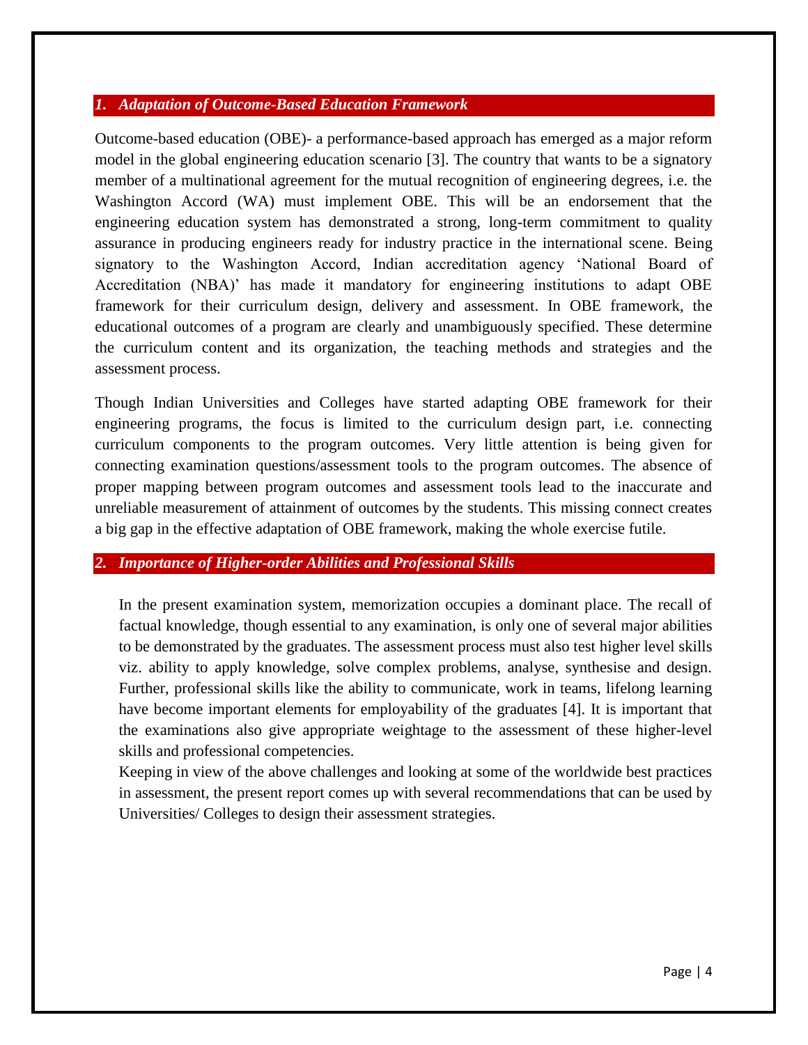## *1. Adaptation of Outcome-Based Education Framework*

Outcome-based education (OBE)- a performance-based approach has emerged as a major reform model in the global engineering education scenario [3]. The country that wants to be a signatory member of a multinational agreement for the mutual recognition of engineering degrees, i.e. the Washington Accord (WA) must implement OBE. This will be an endorsement that the engineering education system has demonstrated a strong, long-term commitment to quality assurance in producing engineers ready for industry practice in the international scene. Being signatory to the Washington Accord, Indian accreditation agency 'National Board of Accreditation (NBA)' has made it mandatory for engineering institutions to adapt OBE framework for their curriculum design, delivery and assessment. In OBE framework, the educational outcomes of a program are clearly and unambiguously specified. These determine the curriculum content and its organization, the teaching methods and strategies and the assessment process.

Though Indian Universities and Colleges have started adapting OBE framework for their engineering programs, the focus is limited to the curriculum design part, i.e. connecting curriculum components to the program outcomes. Very little attention is being given for connecting examination questions/assessment tools to the program outcomes. The absence of proper mapping between program outcomes and assessment tools lead to the inaccurate and unreliable measurement of attainment of outcomes by the students. This missing connect creates a big gap in the effective adaptation of OBE framework, making the whole exercise futile.

## *2. Importance of Higher-order Abilities and Professional Skills*

In the present examination system, memorization occupies a dominant place. The recall of factual knowledge, though essential to any examination, is only one of several major abilities to be demonstrated by the graduates. The assessment process must also test higher level skills viz. ability to apply knowledge, solve complex problems, analyse, synthesise and design. Further, professional skills like the ability to communicate, work in teams, lifelong learning have become important elements for employability of the graduates [4]. It is important that the examinations also give appropriate weightage to the assessment of these higher-level skills and professional competencies.

Keeping in view of the above challenges and looking at some of the worldwide best practices in assessment, the present report comes up with several recommendations that can be used by Universities/ Colleges to design their assessment strategies.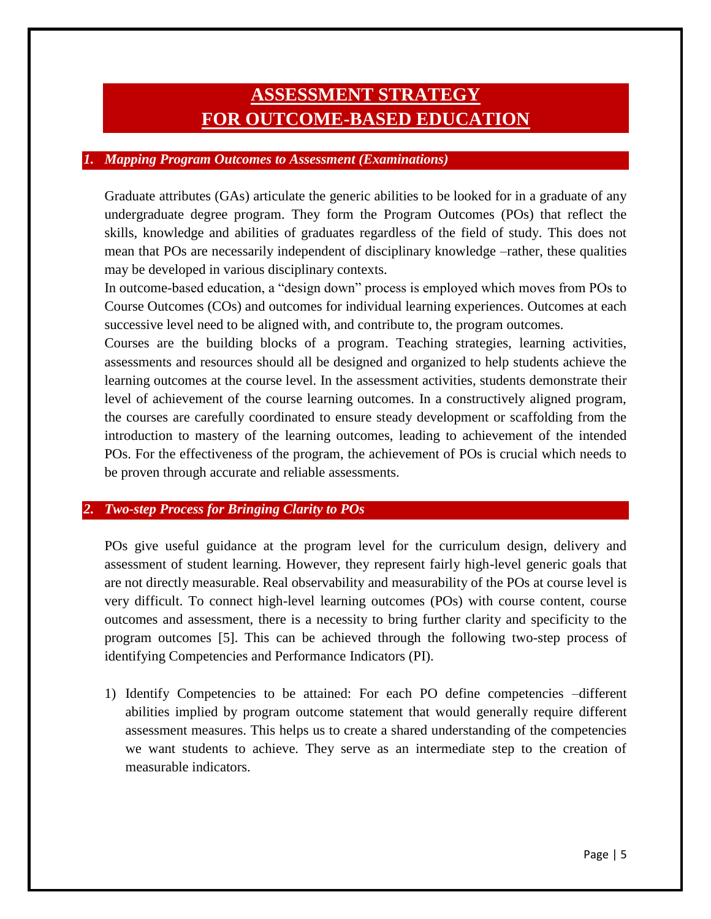# ASSESSMENT STRATEGY FOR OUTCOME-BASED EDUCATION

## *1. Mapping Program Outcomes to Assessment (Examinations)*

Graduate attributes (GAs) articulate the generic abilities to be looked for in a graduate of any undergraduate degree program. They form the Program Outcomes (POs) that reflect the skills, knowledge and abilities of graduates regardless of the field of study. This does not mean that POs are necessarily independent of disciplinary knowledge –rather, these qualities may be developed in various disciplinary contexts.

In outcome-based education, a "design down" process is employed which moves from POs to Course Outcomes (COs) and outcomes for individual learning experiences. Outcomes at each successive level need to be aligned with, and contribute to, the program outcomes.

Courses are the building blocks of a program. Teaching strategies, learning activities, assessments and resources should all be designed and organized to help students achieve the learning outcomes at the course level. In the assessment activities, students demonstrate their level of achievement of the course learning outcomes. In a constructively aligned program, the courses are carefully coordinated to ensure steady development or scaffolding from the introduction to mastery of the learning outcomes, leading to achievement of the intended POs. For the effectiveness of the program, the achievement of POs is crucial which needs to be proven through accurate and reliable assessments.

## *2. Two-step Process for Bringing Clarity to POs*

POs give useful guidance at the program level for the curriculum design, delivery and assessment of student learning. However, they represent fairly high-level generic goals that are not directly measurable. Real observability and measurability of the POs at course level is very difficult. To connect high-level learning outcomes (POs) with course content, course outcomes and assessment, there is a necessity to bring further clarity and specificity to the program outcomes [5]. This can be achieved through the following two-step process of identifying Competencies and Performance Indicators (PI).

1) Identify Competencies to be attained: For each PO define competencies –different abilities implied by program outcome statement that would generally require different assessment measures. This helps us to create a shared understanding of the competencies we want students to achieve. They serve as an intermediate step to the creation of measurable indicators.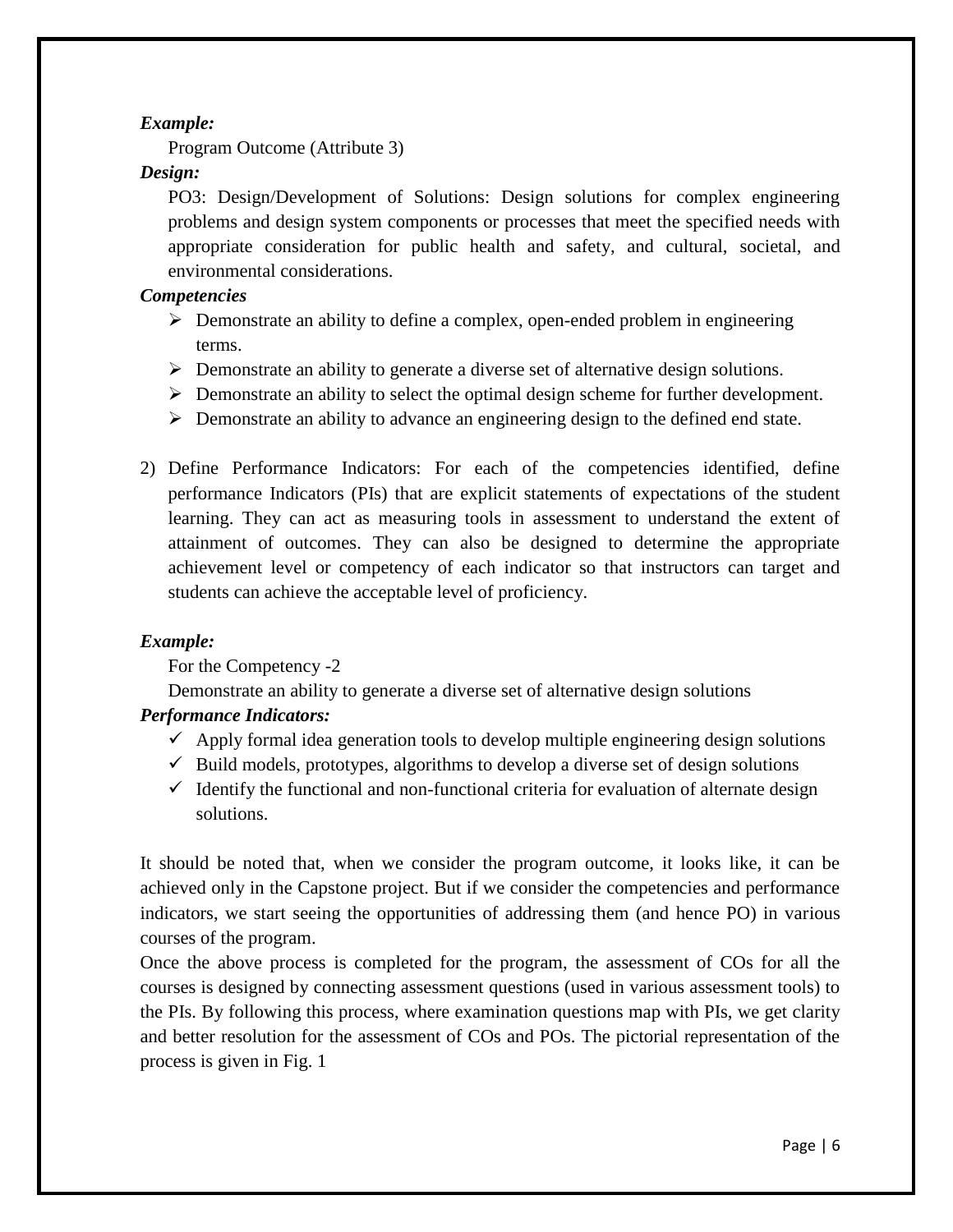***Example:***

Program Outcome (Attribute 3)

***Design:***

PO3: Design/Development of Solutions: Design solutions for complex engineering problems and design system components or processes that meet the specified needs with appropriate consideration for public health and safety, and cultural, societal, and environmental considerations.

***Competencies***

- Demonstrate an ability to define a complex, open-ended problem in engineering terms.
- Demonstrate an ability to generate a diverse set of alternative design solutions.
- Demonstrate an ability to select the optimal design scheme for further development.
- Demonstrate an ability to advance an engineering design to the defined end state.

2) Define Performance Indicators: For each of the competencies identified, define performance Indicators (PIs) that are explicit statements of expectations of the student learning. They can act as measuring tools in assessment to understand the extent of attainment of outcomes. They can also be designed to determine the appropriate achievement level or competency of each indicator so that instructors can target and students can achieve the acceptable level of proficiency.

***Example:***

For the Competency -2

Demonstrate an ability to generate a diverse set of alternative design solutions

***Performance Indicators:***

- ✓ Apply formal idea generation tools to develop multiple engineering design solutions
- ✓ Build models, prototypes, algorithms to develop a diverse set of design solutions
- ✓ Identify the functional and non-functional criteria for evaluation of alternate design solutions.

It should be noted that, when we consider the program outcome, it looks like, it can be achieved only in the Capstone project. But if we consider the competencies and performance indicators, we start seeing the opportunities of addressing them (and hence PO) in various courses of the program.

Once the above process is completed for the program, the assessment of COs for all the courses is designed by connecting assessment questions (used in various assessment tools) to the PIs. By following this process, where examination questions map with PIs, we get clarity and better resolution for the assessment of COs and POs. The pictorial representation of the process is given in Fig. 1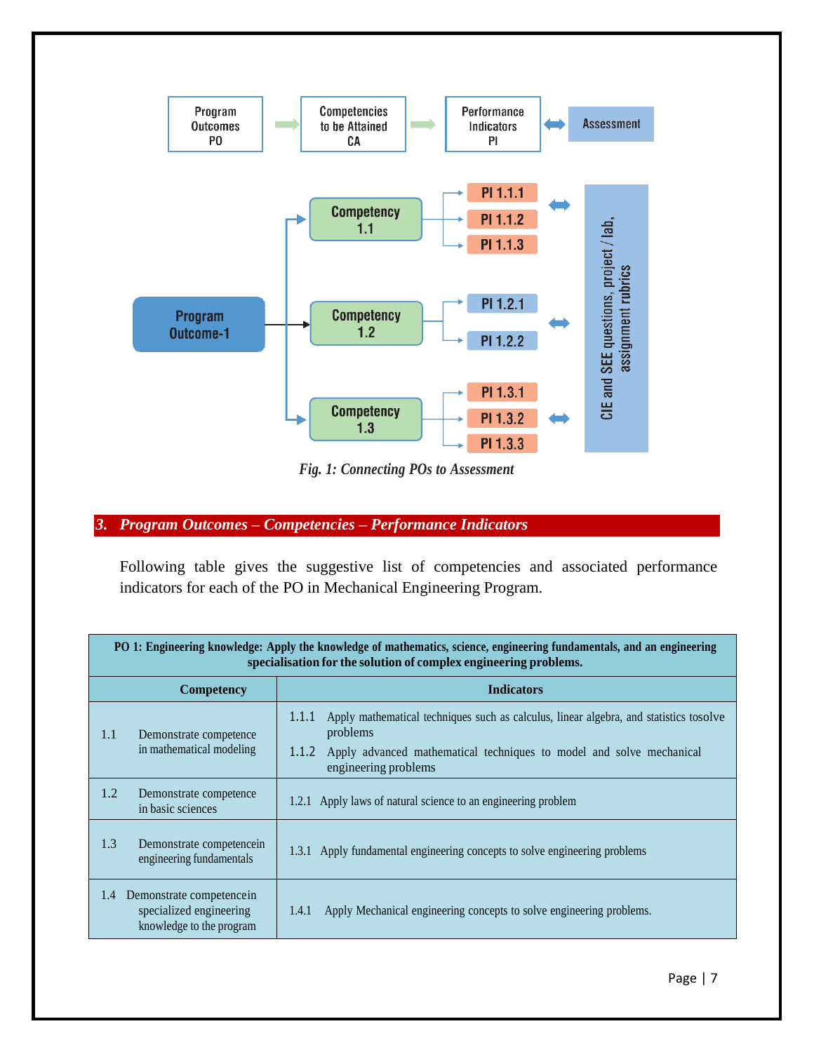Fig. 1: Connecting POs to Assessment

## 3. Program Outcomes – Competencies – Performance Indicators

Following table gives the suggestive list of competencies and associated performance indicators for each of the PO in Mechanical Engineering Program.

| **PO 1: Engineering knowledge: Apply the knowledge of mathematics, science, engineering fundamentals, and an engineering specialisation for the solution of complex engineering problems.** | |
|---|---|
| **Competency** | **Indicators** |
| 1.1 Demonstrate competence in mathematical modeling | 1.1.1 Apply mathematical techniques such as calculus, linear algebra, and statistics tosolve problems<br>1.1.2 Apply advanced mathematical techniques to model and solve mechanical engineering problems |
| 1.2 Demonstrate competence in basic sciences | 1.2.1 Apply laws of natural science to an engineering problem |
| 1.3 Demonstrate competencein engineering fundamentals | 1.3.1 Apply fundamental engineering concepts to solve engineering problems |
| 1.4 Demonstrate competencein specialized engineering knowledge to the program | 1.4.1 Apply Mechanical engineering concepts to solve engineering problems. |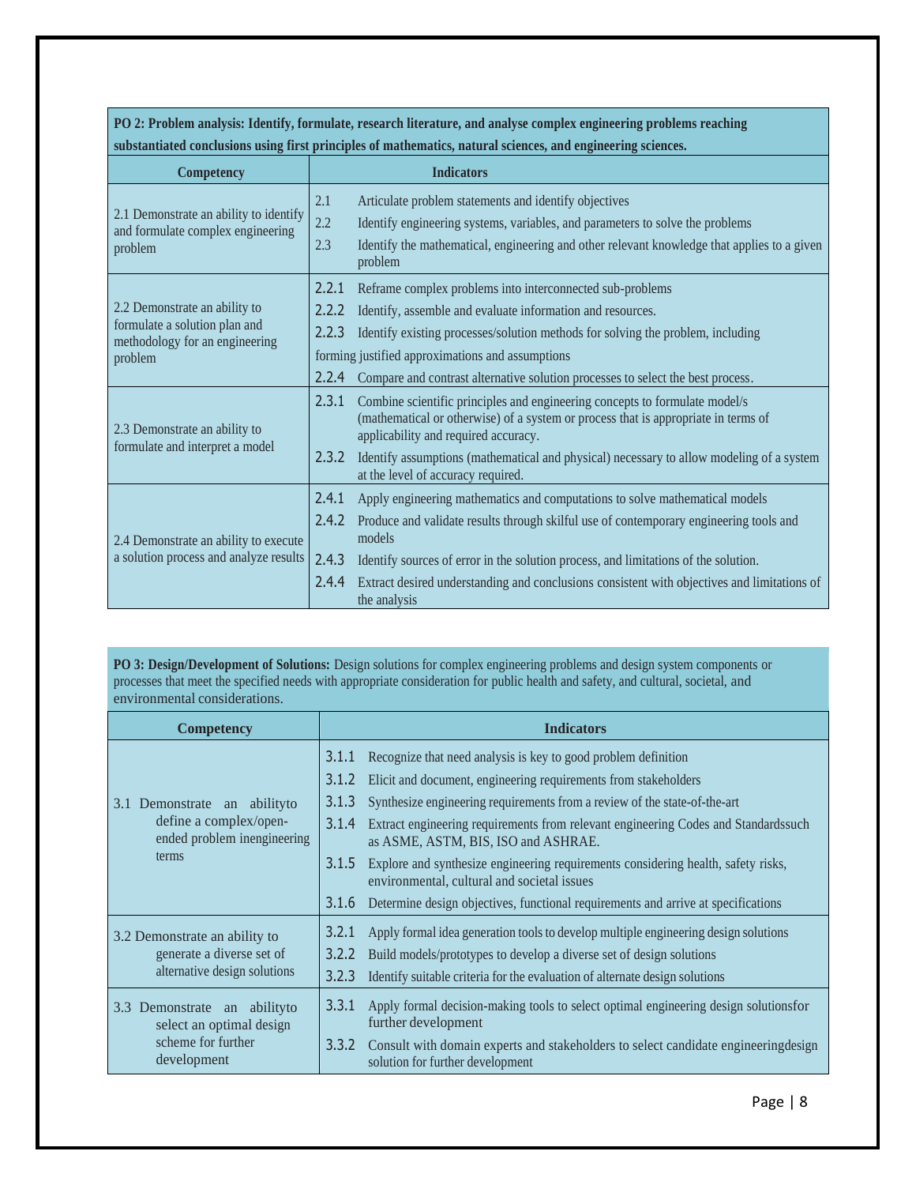**PO 2: Problem analysis: Identify, formulate, research literature, and analyse complex engineering problems reaching substantiated conclusions using first principles of mathematics, natural sciences, and engineering sciences.**

| Competency | Indicators |
|---|---|
| 2.1 Demonstrate an ability to identify and formulate complex engineering problem | 2.1 Articulate problem statements and identify objectives<br>2.2 Identify engineering systems, variables, and parameters to solve the problems<br>2.3 Identify the mathematical, engineering and other relevant knowledge that applies to a given problem |
| 2.2 Demonstrate an ability to formulate a solution plan and methodology for an engineering problem | 2.2.1 Reframe complex problems into interconnected sub-problems<br>2.2.2 Identify, assemble and evaluate information and resources.<br>2.2.3 Identify existing processes/solution methods for solving the problem, including forming justified approximations and assumptions<br>2.2.4 Compare and contrast alternative solution processes to select the best process. |
| 2.3 Demonstrate an ability to formulate and interpret a model | 2.3.1 Combine scientific principles and engineering concepts to formulate model/s (mathematical or otherwise) of a system or process that is appropriate in terms of applicability and required accuracy.<br>2.3.2 Identify assumptions (mathematical and physical) necessary to allow modeling of a system at the level of accuracy required. |
| 2.4 Demonstrate an ability to execute a solution process and analyze results | 2.4.1 Apply engineering mathematics and computations to solve mathematical models<br>2.4.2 Produce and validate results through skilful use of contemporary engineering tools and models<br>2.4.3 Identify sources of error in the solution process, and limitations of the solution.<br>2.4.4 Extract desired understanding and conclusions consistent with objectives and limitations of the analysis |

**PO 3: Design/Development of Solutions:** Design solutions for complex engineering problems and design system components or processes that meet the specified needs with appropriate consideration for public health and safety, and cultural, societal, and environmental considerations.

| Competency | Indicators |
|---|---|
| 3.1 Demonstrate an abilityto define a complex/open-ended problem inengineering terms | 3.1.1 Recognize that need analysis is key to good problem definition<br>3.1.2 Elicit and document, engineering requirements from stakeholders<br>3.1.3 Synthesize engineering requirements from a review of the state-of-the-art<br>3.1.4 Extract engineering requirements from relevant engineering Codes and Standardssuch as ASME, ASTM, BIS, ISO and ASHRAE.<br>3.1.5 Explore and synthesize engineering requirements considering health, safety risks, environmental, cultural and societal issues<br>3.1.6 Determine design objectives, functional requirements and arrive at specifications |
| 3.2 Demonstrate an ability to generate a diverse set of alternative design solutions | 3.2.1 Apply formal idea generation tools to develop multiple engineering design solutions<br>3.2.2 Build models/prototypes to develop a diverse set of design solutions<br>3.2.3 Identify suitable criteria for the evaluation of alternate design solutions |
| 3.3 Demonstrate an abilityto select an optimal design scheme for further development | 3.3.1 Apply formal decision-making tools to select optimal engineering design solutionsfor further development<br>3.3.2 Consult with domain experts and stakeholders to select candidate engineeringdesign solution for further development |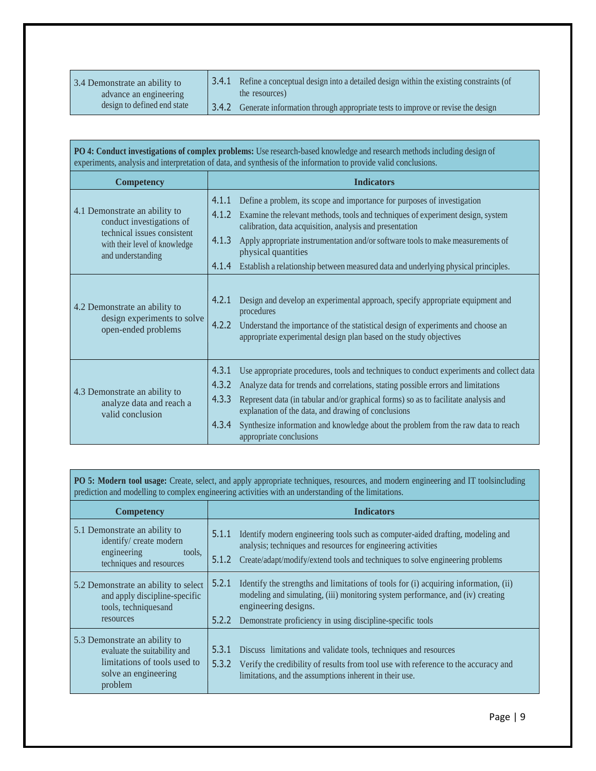| | |
|---|---|
| 3.4 Demonstrate an ability to advance an engineering design to defined end state | 3.4.1 Refine a conceptual design into a detailed design within the existing constraints (of the resources)<br>3.4.2 Generate information through appropriate tests to improve or revise the design |

**PO 4: Conduct investigations of complex problems:** Use research-based knowledge and research methods including design of experiments, analysis and interpretation of data, and synthesis of the information to provide valid conclusions.

| Competency | Indicators |
|---|---|
| 4.1 Demonstrate an ability to conduct investigations of technical issues consistent with their level of knowledge and understanding | 4.1.1 Define a problem, its scope and importance for purposes of investigation<br>4.1.2 Examine the relevant methods, tools and techniques of experiment design, system calibration, data acquisition, analysis and presentation<br>4.1.3 Apply appropriate instrumentation and/or software tools to make measurements of physical quantities<br>4.1.4 Establish a relationship between measured data and underlying physical principles. |
| 4.2 Demonstrate an ability to design experiments to solve open-ended problems | 4.2.1 Design and develop an experimental approach, specify appropriate equipment and procedures<br>4.2.2 Understand the importance of the statistical design of experiments and choose an appropriate experimental design plan based on the study objectives |
| 4.3 Demonstrate an ability to analyze data and reach a valid conclusion | 4.3.1 Use appropriate procedures, tools and techniques to conduct experiments and collect data<br>4.3.2 Analyze data for trends and correlations, stating possible errors and limitations<br>4.3.3 Represent data (in tabular and/or graphical forms) so as to facilitate analysis and explanation of the data, and drawing of conclusions<br>4.3.4 Synthesize information and knowledge about the problem from the raw data to reach appropriate conclusions |

**PO 5: Modern tool usage:** Create, select, and apply appropriate techniques, resources, and modern engineering and IT toolsincluding prediction and modelling to complex engineering activities with an understanding of the limitations.

| Competency | Indicators |
|---|---|
| 5.1 Demonstrate an ability to identify/ create modern engineering tools, techniques and resources | 5.1.1 Identify modern engineering tools such as computer-aided drafting, modeling and analysis; techniques and resources for engineering activities<br>5.1.2 Create/adapt/modify/extend tools and techniques to solve engineering problems |
| 5.2 Demonstrate an ability to select and apply discipline-specific tools, techniquesand resources | 5.2.1 Identify the strengths and limitations of tools for (i) acquiring information, (ii) modeling and simulating, (iii) monitoring system performance, and (iv) creating engineering designs.<br>5.2.2 Demonstrate proficiency in using discipline-specific tools |
| 5.3 Demonstrate an ability to evaluate the suitability and limitations of tools used to solve an engineering problem | 5.3.1 Discuss limitations and validate tools, techniques and resources<br>5.3.2 Verify the credibility of results from tool use with reference to the accuracy and limitations, and the assumptions inherent in their use. |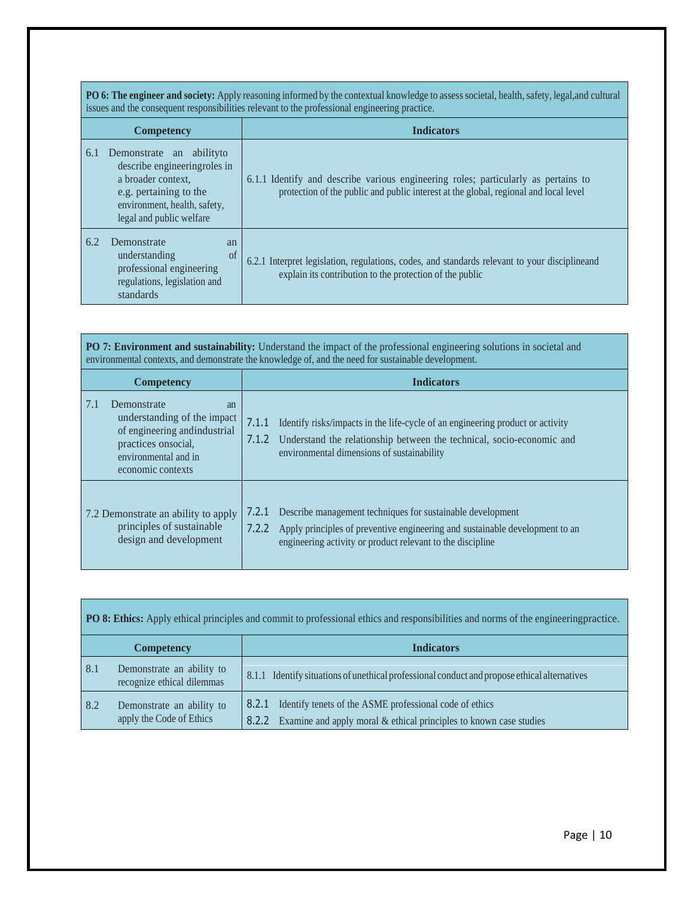**PO 6: The engineer and society:** Apply reasoning informed by the contextual knowledge to assess societal, health, safety, legal,and cultural issues and the consequent responsibilities relevant to the professional engineering practice.

| Competency | Indicators |
|---|---|
| 6.1 Demonstrate an abilityto describe engineeringroles in a broader context, e.g. pertaining to the environment, health, safety, legal and public welfare | 6.1.1 Identify and describe various engineering roles; particularly as pertains to protection of the public and public interest at the global, regional and local level |
| 6.2 Demonstrate an understanding of professional engineering regulations, legislation and standards | 6.2.1 Interpret legislation, regulations, codes, and standards relevant to your disciplineand explain its contribution to the protection of the public |

**PO 7: Environment and sustainability:** Understand the impact of the professional engineering solutions in societal and environmental contexts, and demonstrate the knowledge of, and the need for sustainable development.

| Competency | Indicators |
|---|---|
| 7.1 Demonstrate an understanding of the impact of engineering andindustrial practices onsocial, environmental and in economic contexts | 7.1.1 Identify risks/impacts in the life-cycle of an engineering product or activity<br>7.1.2 Understand the relationship between the technical, socio-economic and environmental dimensions of sustainability |
| 7.2 Demonstrate an ability to apply principles of sustainable design and development | 7.2.1 Describe management techniques for sustainable development<br>7.2.2 Apply principles of preventive engineering and sustainable development to an engineering activity or product relevant to the discipline |

**PO 8: Ethics:** Apply ethical principles and commit to professional ethics and responsibilities and norms of the engineeringpractice.

| Competency | Indicators |
|---|---|
| 8.1 Demonstrate an ability to recognize ethical dilemmas | 8.1.1 Identify situations of unethical professional conduct and propose ethical alternatives |
| 8.2 Demonstrate an ability to apply the Code of Ethics | 8.2.1 Identify tenets of the ASME professional code of ethics<br>8.2.2 Examine and apply moral & ethical principles to known case studies |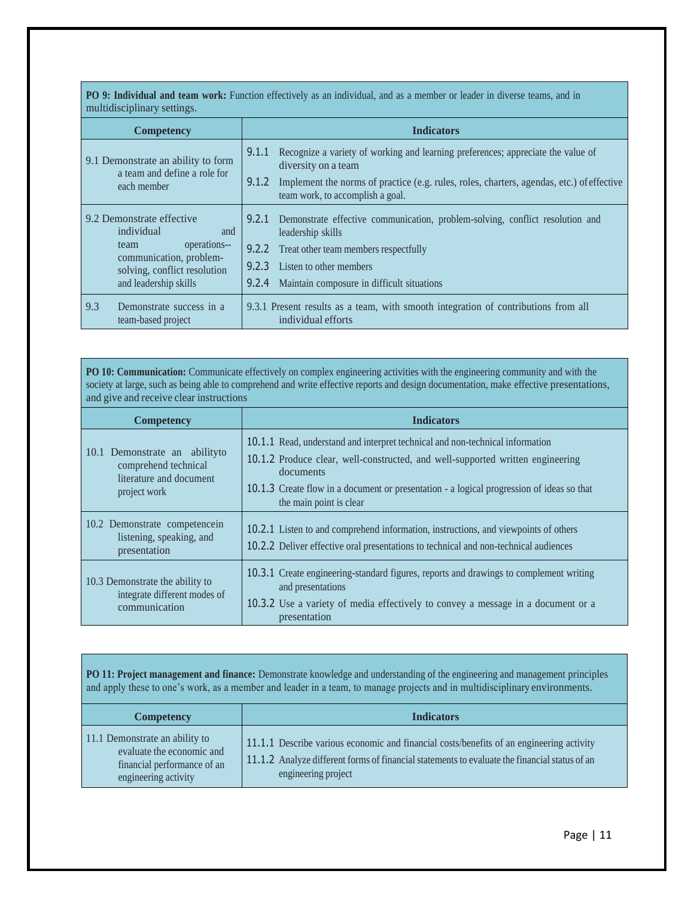**PO 9: Individual and team work:** Function effectively as an individual, and as a member or leader in diverse teams, and in multidisciplinary settings.

| Competency | Indicators |
|---|---|
| 9.1 Demonstrate an ability to form a team and define a role for each member | 9.1.1 Recognize a variety of working and learning preferences; appreciate the value of diversity on a team<br>9.1.2 Implement the norms of practice (e.g. rules, roles, charters, agendas, etc.) of effective team work, to accomplish a goal. |
| 9.2 Demonstrate effective individual and team operations-- communication, problem-solving, conflict resolution and leadership skills | 9.2.1 Demonstrate effective communication, problem-solving, conflict resolution and leadership skills<br>9.2.2 Treat other team members respectfully<br>9.2.3 Listen to other members<br>9.2.4 Maintain composure in difficult situations |
| 9.3 Demonstrate success in a team-based project | 9.3.1 Present results as a team, with smooth integration of contributions from all individual efforts |

**PO 10: Communication:** Communicate effectively on complex engineering activities with the engineering community and with the society at large, such as being able to comprehend and write effective reports and design documentation, make effective presentations, and give and receive clear instructions

| Competency | Indicators |
|---|---|
| 10.1 Demonstrate an abilityto comprehend technical literature and document project work | 10.1.1 Read, understand and interpret technical and non-technical information<br>10.1.2 Produce clear, well-constructed, and well-supported written engineering documents<br>10.1.3 Create flow in a document or presentation - a logical progression of ideas so that the main point is clear |
| 10.2 Demonstrate competencein listening, speaking, and presentation | 10.2.1 Listen to and comprehend information, instructions, and viewpoints of others<br>10.2.2 Deliver effective oral presentations to technical and non-technical audiences |
| 10.3 Demonstrate the ability to integrate different modes of communication | 10.3.1 Create engineering-standard figures, reports and drawings to complement writing and presentations<br>10.3.2 Use a variety of media effectively to convey a message in a document or a presentation |

**PO 11: Project management and finance:** Demonstrate knowledge and understanding of the engineering and management principles and apply these to one's work, as a member and leader in a team, to manage projects and in multidisciplinary environments.

| Competency | Indicators |
|---|---|
| 11.1 Demonstrate an ability to evaluate the economic and financial performance of an engineering activity | 11.1.1 Describe various economic and financial costs/benefits of an engineering activity<br>11.1.2 Analyze different forms of financial statements to evaluate the financial status of an engineering project |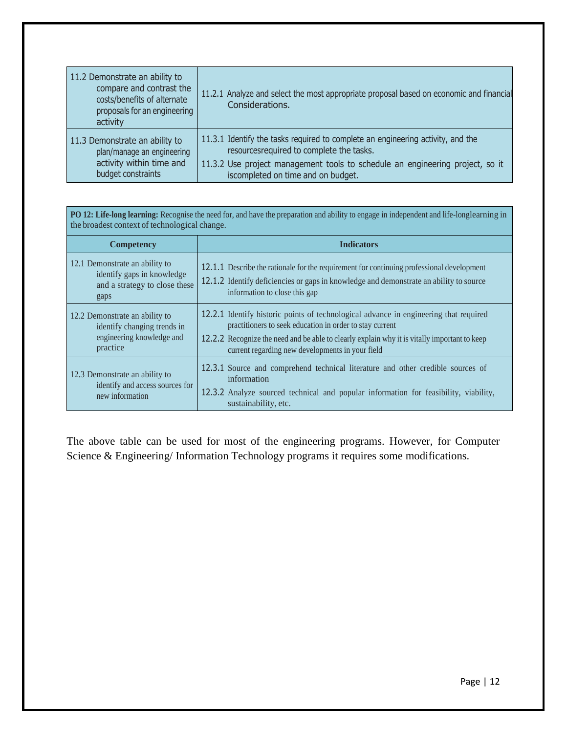| | |
|---|---|
| 11.2 Demonstrate an ability to compare and contrast the costs/benefits of alternate proposals for an engineering activity | 11.2.1 Analyze and select the most appropriate proposal based on economic and financial Considerations. |
| 11.3 Demonstrate an ability to plan/manage an engineering activity within time and budget constraints | 11.3.1 Identify the tasks required to complete an engineering activity, and the resourcesrequired to complete the tasks.<br>11.3.2 Use project management tools to schedule an engineering project, so it iscompleted on time and on budget. |

**PO 12: Life-long learning:** Recognise the need for, and have the preparation and ability to engage in independent and life-longlearning in the broadest context of technological change.

| Competency | Indicators |
|---|---|
| 12.1 Demonstrate an ability to identify gaps in knowledge and a strategy to close these gaps | 12.1.1 Describe the rationale for the requirement for continuing professional development<br>12.1.2 Identify deficiencies or gaps in knowledge and demonstrate an ability to source information to close this gap |
| 12.2 Demonstrate an ability to identify changing trends in engineering knowledge and practice | 12.2.1 Identify historic points of technological advance in engineering that required practitioners to seek education in order to stay current<br>12.2.2 Recognize the need and be able to clearly explain why it is vitally important to keep current regarding new developments in your field |
| 12.3 Demonstrate an ability to identify and access sources for new information | 12.3.1 Source and comprehend technical literature and other credible sources of information<br>12.3.2 Analyze sourced technical and popular information for feasibility, viability, sustainability, etc. |

The above table can be used for most of the engineering programs. However, for Computer Science & Engineering/ Information Technology programs it requires some modifications.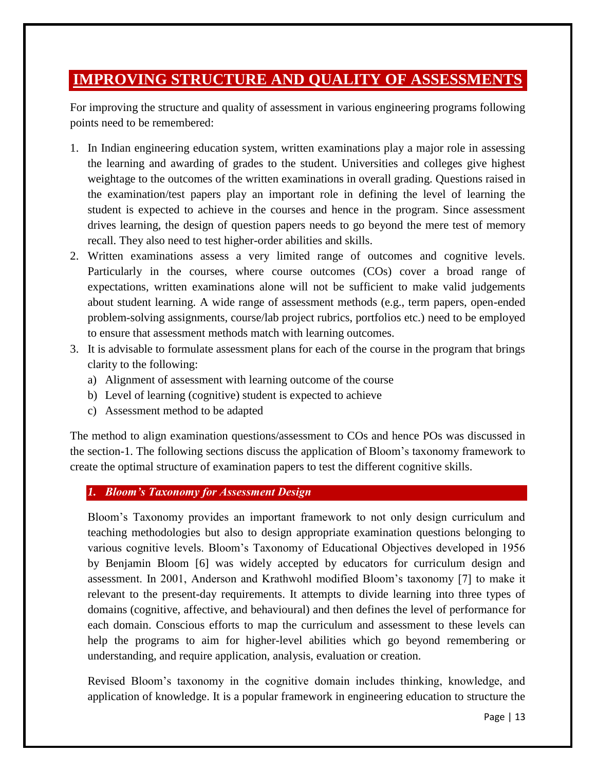# IMPROVING STRUCTURE AND QUALITY OF ASSESSMENTS

For improving the structure and quality of assessment in various engineering programs following points need to be remembered:

1. In Indian engineering education system, written examinations play a major role in assessing the learning and awarding of grades to the student. Universities and colleges give highest weightage to the outcomes of the written examinations in overall grading. Questions raised in the examination/test papers play an important role in defining the level of learning the student is expected to achieve in the courses and hence in the program. Since assessment drives learning, the design of question papers needs to go beyond the mere test of memory recall. They also need to test higher-order abilities and skills.
2. Written examinations assess a very limited range of outcomes and cognitive levels. Particularly in the courses, where course outcomes (COs) cover a broad range of expectations, written examinations alone will not be sufficient to make valid judgements about student learning. A wide range of assessment methods (e.g., term papers, open-ended problem-solving assignments, course/lab project rubrics, portfolios etc.) need to be employed to ensure that assessment methods match with learning outcomes.
3. It is advisable to formulate assessment plans for each of the course in the program that brings clarity to the following:
   a) Alignment of assessment with learning outcome of the course
   b) Level of learning (cognitive) student is expected to achieve
   c) Assessment method to be adapted

The method to align examination questions/assessment to COs and hence POs was discussed in the section-1. The following sections discuss the application of Bloom's taxonomy framework to create the optimal structure of examination papers to test the different cognitive skills.

## *1. Bloom's Taxonomy for Assessment Design*

Bloom's Taxonomy provides an important framework to not only design curriculum and teaching methodologies but also to design appropriate examination questions belonging to various cognitive levels. Bloom's Taxonomy of Educational Objectives developed in 1956 by Benjamin Bloom [6] was widely accepted by educators for curriculum design and assessment. In 2001, Anderson and Krathwohl modified Bloom's taxonomy [7] to make it relevant to the present-day requirements. It attempts to divide learning into three types of domains (cognitive, affective, and behavioural) and then defines the level of performance for each domain. Conscious efforts to map the curriculum and assessment to these levels can help the programs to aim for higher-level abilities which go beyond remembering or understanding, and require application, analysis, evaluation or creation.

Revised Bloom's taxonomy in the cognitive domain includes thinking, knowledge, and application of knowledge. It is a popular framework in engineering education to structure the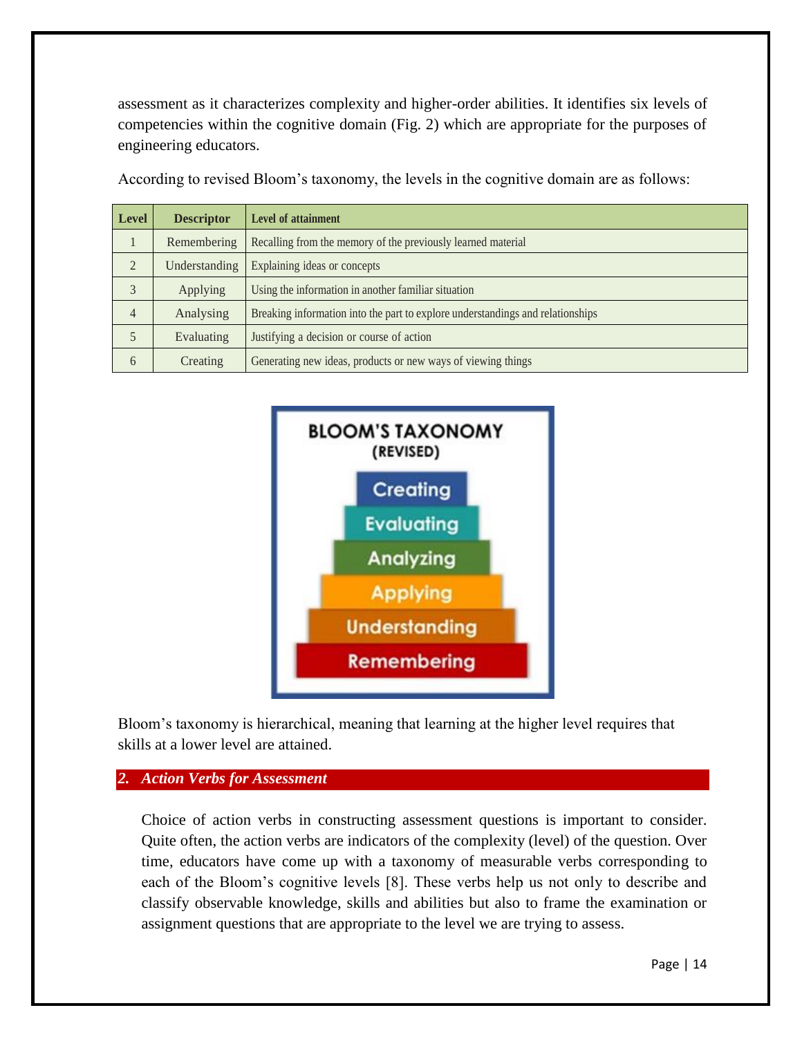assessment as it characterizes complexity and higher-order abilities. It identifies six levels of competencies within the cognitive domain (Fig. 2) which are appropriate for the purposes of engineering educators.

According to revised Bloom's taxonomy, the levels in the cognitive domain are as follows:

| Level | Descriptor | Level of attainment |
|---|---|---|
| 1 | Remembering | Recalling from the memory of the previously learned material |
| 2 | Understanding | Explaining ideas or concepts |
| 3 | Applying | Using the information in another familiar situation |
| 4 | Analysing | Breaking information into the part to explore understandings and relationships |
| 5 | Evaluating | Justifying a decision or course of action |
| 6 | Creating | Generating new ideas, products or new ways of viewing things |

Bloom's taxonomy is hierarchical, meaning that learning at the higher level requires that skills at a lower level are attained.

## *2. Action Verbs for Assessment*

Choice of action verbs in constructing assessment questions is important to consider. Quite often, the action verbs are indicators of the complexity (level) of the question. Over time, educators have come up with a taxonomy of measurable verbs corresponding to each of the Bloom's cognitive levels [8]. These verbs help us not only to describe and classify observable knowledge, skills and abilities but also to frame the examination or assignment questions that are appropriate to the level we are trying to assess.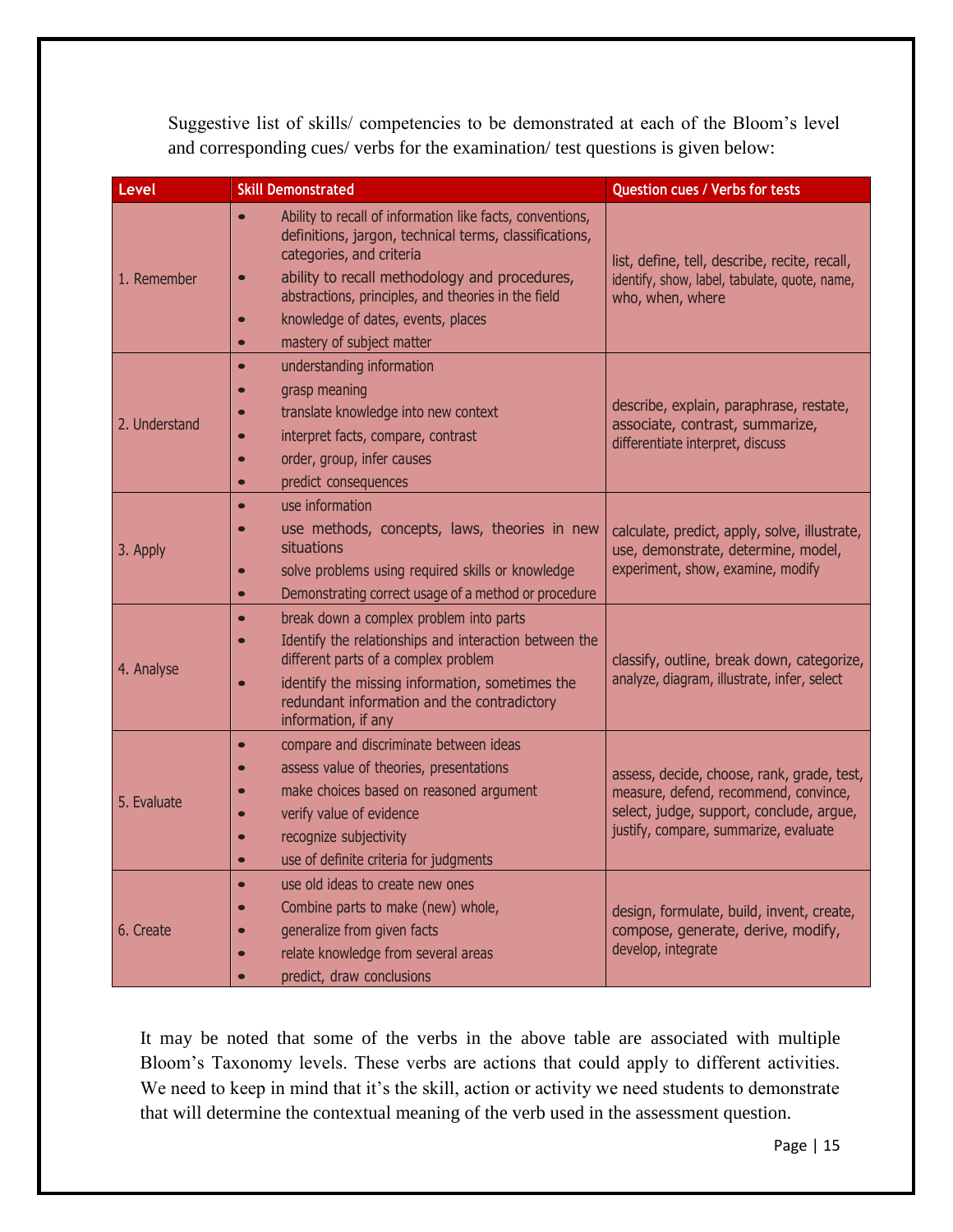Suggestive list of skills/ competencies to be demonstrated at each of the Bloom's level and corresponding cues/ verbs for the examination/ test questions is given below:

| Level | Skill Demonstrated | Question cues / Verbs for tests |
|---|---|---|
| 1. Remember | • Ability to recall of information like facts, conventions, definitions, jargon, technical terms, classifications, categories, and criteria<br>• ability to recall methodology and procedures, abstractions, principles, and theories in the field<br>• knowledge of dates, events, places<br>• mastery of subject matter | list, define, tell, describe, recite, recall, identify, show, label, tabulate, quote, name, who, when, where |
| 2. Understand | • understanding information<br>• grasp meaning<br>• translate knowledge into new context<br>• interpret facts, compare, contrast<br>• order, group, infer causes<br>• predict consequences | describe, explain, paraphrase, restate, associate, contrast, summarize, differentiate interpret, discuss |
| 3. Apply | • use information<br>• use methods, concepts, laws, theories in new situations<br>• solve problems using required skills or knowledge<br>• Demonstrating correct usage of a method or procedure | calculate, predict, apply, solve, illustrate, use, demonstrate, determine, model, experiment, show, examine, modify |
| 4. Analyse | • break down a complex problem into parts<br>• Identify the relationships and interaction between the different parts of a complex problem<br>• identify the missing information, sometimes the redundant information and the contradictory information, if any | classify, outline, break down, categorize, analyze, diagram, illustrate, infer, select |
| 5. Evaluate | • compare and discriminate between ideas<br>• assess value of theories, presentations<br>• make choices based on reasoned argument<br>• verify value of evidence<br>• recognize subjectivity<br>• use of definite criteria for judgments | assess, decide, choose, rank, grade, test, measure, defend, recommend, convince, select, judge, support, conclude, argue, justify, compare, summarize, evaluate |
| 6. Create | • use old ideas to create new ones<br>• Combine parts to make (new) whole,<br>• generalize from given facts<br>• relate knowledge from several areas<br>• predict, draw conclusions | design, formulate, build, invent, create, compose, generate, derive, modify, develop, integrate |

It may be noted that some of the verbs in the above table are associated with multiple Bloom's Taxonomy levels. These verbs are actions that could apply to different activities. We need to keep in mind that it's the skill, action or activity we need students to demonstrate that will determine the contextual meaning of the verb used in the assessment question.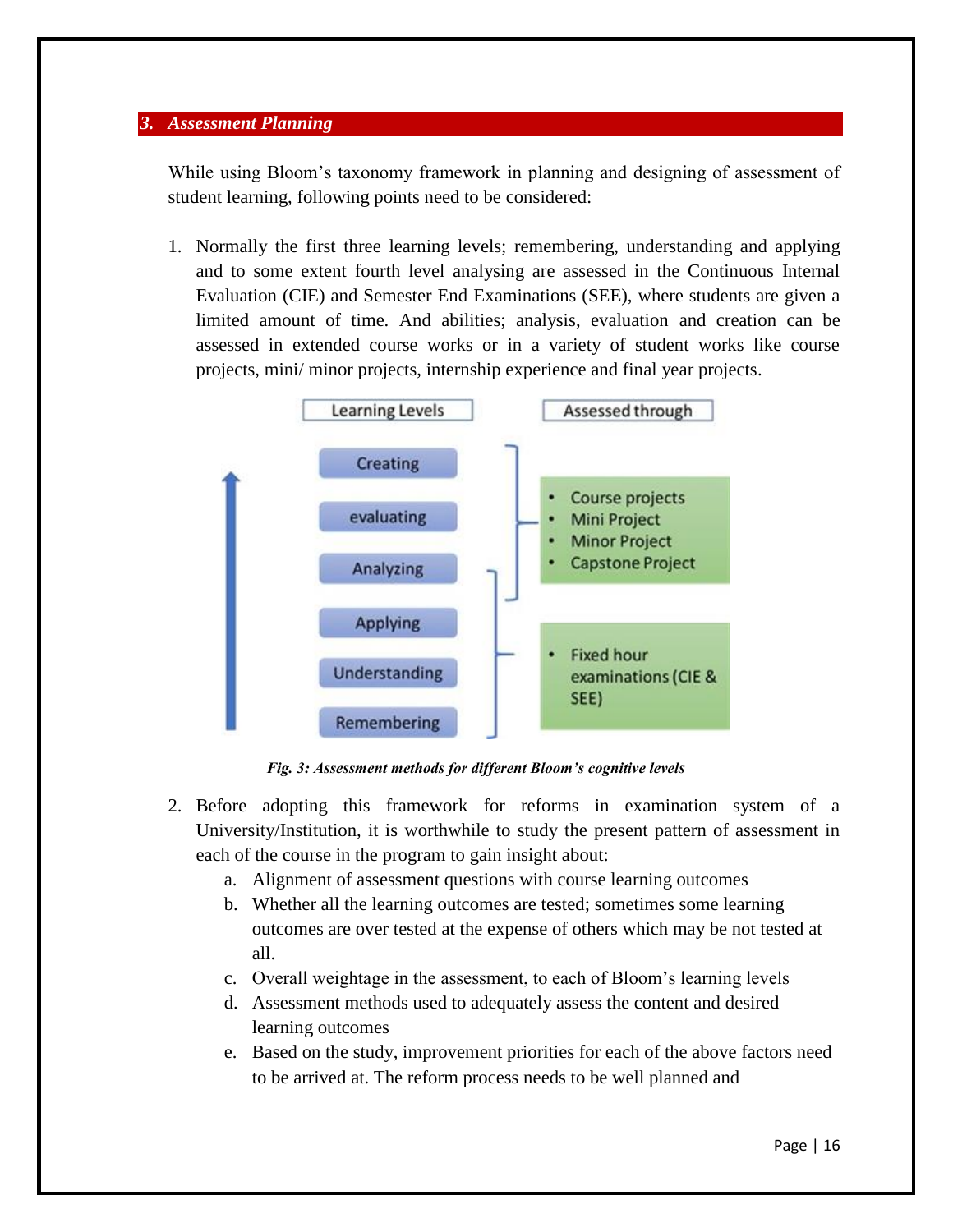## 3. Assessment Planning

While using Bloom's taxonomy framework in planning and designing of assessment of student learning, following points need to be considered:

1. Normally the first three learning levels; remembering, understanding and applying and to some extent fourth level analysing are assessed in the Continuous Internal Evaluation (CIE) and Semester End Examinations (SEE), where students are given a limited amount of time. And abilities; analysis, evaluation and creation can be assessed in extended course works or in a variety of student works like course projects, mini/ minor projects, internship experience and final year projects.

| Learning Levels | Assessed through |
| --- | --- |
| Creating | • Course projects<br>• Mini Project<br>• Minor Project<br>• Capstone Project |
| evaluating | |
| Analyzing | |
| Applying | • Fixed hour examinations (CIE & SEE) |
| Understanding | |
| Remembering | |

*Fig. 3: Assessment methods for different Bloom's cognitive levels*

2. Before adopting this framework for reforms in examination system of a University/Institution, it is worthwhile to study the present pattern of assessment in each of the course in the program to gain insight about:
   a. Alignment of assessment questions with course learning outcomes
   b. Whether all the learning outcomes are tested; sometimes some learning outcomes are over tested at the expense of others which may be not tested at all.
   c. Overall weightage in the assessment, to each of Bloom's learning levels
   d. Assessment methods used to adequately assess the content and desired learning outcomes
   e. Based on the study, improvement priorities for each of the above factors need to be arrived at. The reform process needs to be well planned and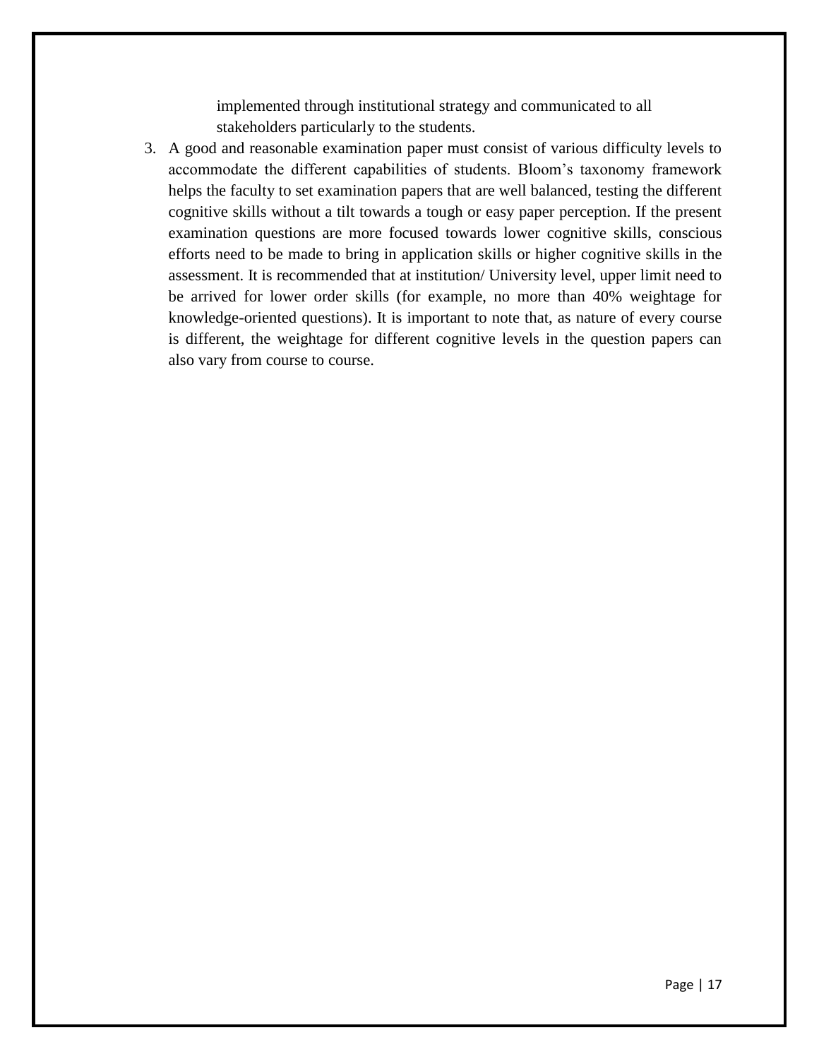implemented through institutional strategy and communicated to all stakeholders particularly to the students.

3. A good and reasonable examination paper must consist of various difficulty levels to accommodate the different capabilities of students. Bloom's taxonomy framework helps the faculty to set examination papers that are well balanced, testing the different cognitive skills without a tilt towards a tough or easy paper perception. If the present examination questions are more focused towards lower cognitive skills, conscious efforts need to be made to bring in application skills or higher cognitive skills in the assessment. It is recommended that at institution/ University level, upper limit need to be arrived for lower order skills (for example, no more than 40% weightage for knowledge-oriented questions). It is important to note that, as nature of every course is different, the weightage for different cognitive levels in the question papers can also vary from course to course.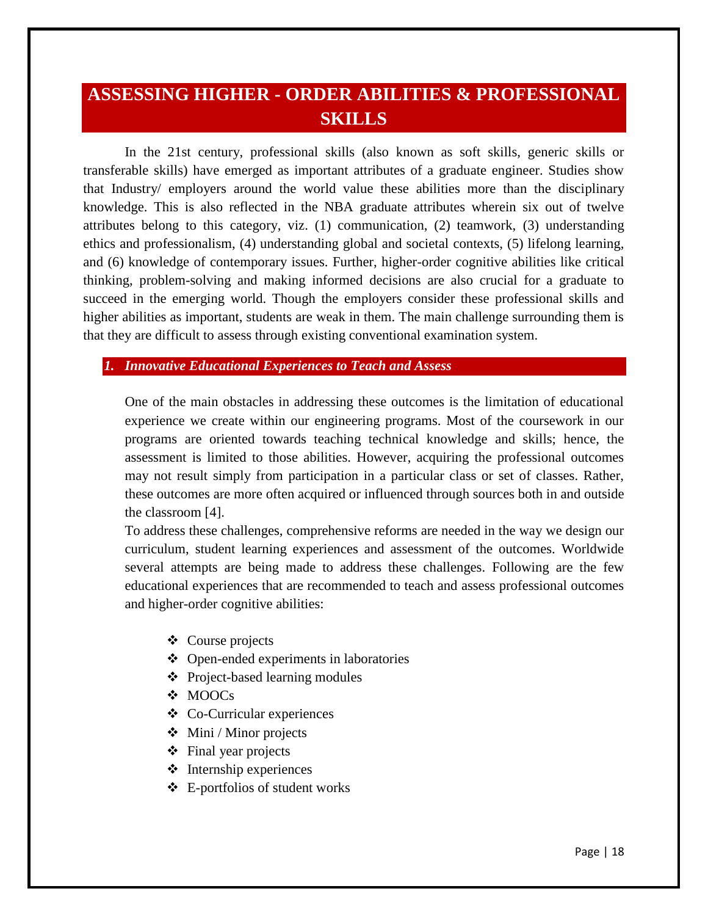# ASSESSING HIGHER - ORDER ABILITIES & PROFESSIONAL SKILLS

In the 21st century, professional skills (also known as soft skills, generic skills or transferable skills) have emerged as important attributes of a graduate engineer. Studies show that Industry/ employers around the world value these abilities more than the disciplinary knowledge. This is also reflected in the NBA graduate attributes wherein six out of twelve attributes belong to this category, viz. (1) communication, (2) teamwork, (3) understanding ethics and professionalism, (4) understanding global and societal contexts, (5) lifelong learning, and (6) knowledge of contemporary issues. Further, higher-order cognitive abilities like critical thinking, problem-solving and making informed decisions are also crucial for a graduate to succeed in the emerging world. Though the employers consider these professional skills and higher abilities as important, students are weak in them. The main challenge surrounding them is that they are difficult to assess through existing conventional examination system.

## *1. Innovative Educational Experiences to Teach and Assess*

One of the main obstacles in addressing these outcomes is the limitation of educational experience we create within our engineering programs. Most of the coursework in our programs are oriented towards teaching technical knowledge and skills; hence, the assessment is limited to those abilities. However, acquiring the professional outcomes may not result simply from participation in a particular class or set of classes. Rather, these outcomes are more often acquired or influenced through sources both in and outside the classroom [4].

To address these challenges, comprehensive reforms are needed in the way we design our curriculum, student learning experiences and assessment of the outcomes. Worldwide several attempts are being made to address these challenges. Following are the few educational experiences that are recommended to teach and assess professional outcomes and higher-order cognitive abilities:

- Course projects
- Open-ended experiments in laboratories
- Project-based learning modules
- MOOCs
- Co-Curricular experiences
- Mini / Minor projects
- Final year projects
- Internship experiences
- E-portfolios of student works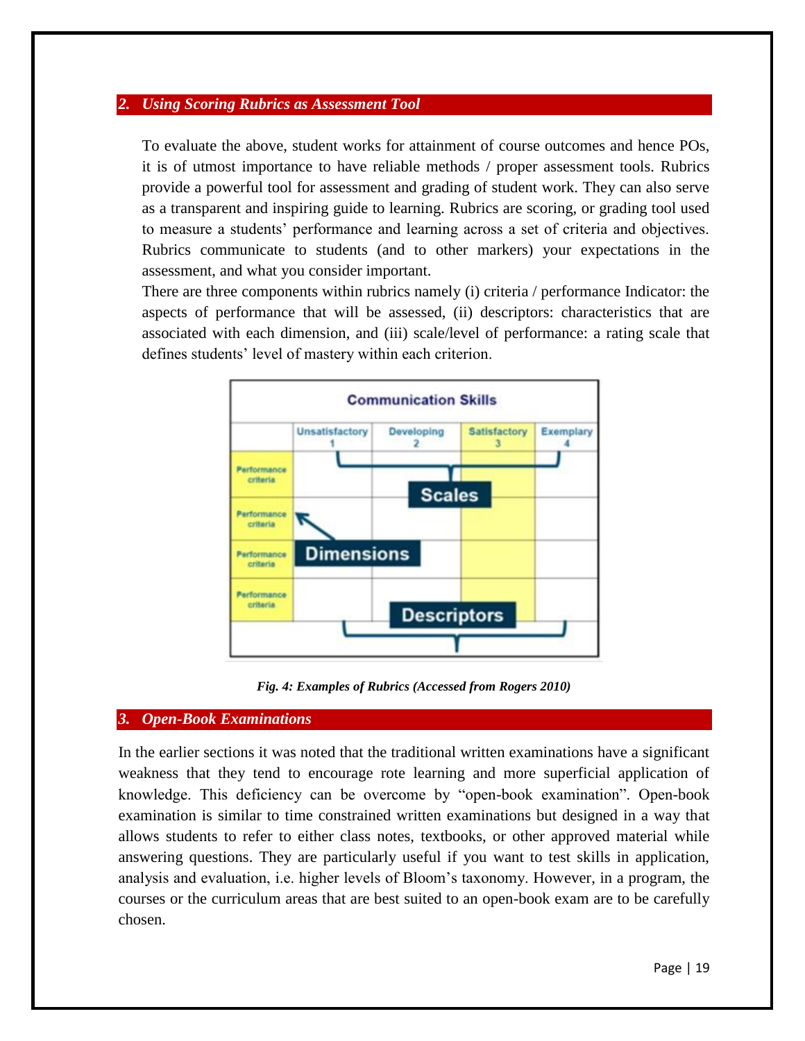## 2. *Using Scoring Rubrics as Assessment Tool*

To evaluate the above, student works for attainment of course outcomes and hence POs, it is of utmost importance to have reliable methods / proper assessment tools. Rubrics provide a powerful tool for assessment and grading of student work. They can also serve as a transparent and inspiring guide to learning. Rubrics are scoring, or grading tool used to measure a students' performance and learning across a set of criteria and objectives. Rubrics communicate to students (and to other markers) your expectations in the assessment, and what you consider important.

There are three components within rubrics namely (i) criteria / performance Indicator: the aspects of performance that will be assessed, (ii) descriptors: characteristics that are associated with each dimension, and (iii) scale/level of performance: a rating scale that defines students' level of mastery within each criterion.

| Communication Skills | | | | |
|---|---|---|---|---|
| | Unsatisfactory 1 | Developing 2 | Satisfactory 3 | Exemplary 4 |
| Performance criteria | | | | |
| Performance criteria | | | | |
| Performance criteria | | | | |
| Performance criteria | | | | |

*Fig. 4: Examples of Rubrics (Accessed from Rogers 2010)*

## 3. *Open-Book Examinations*

In the earlier sections it was noted that the traditional written examinations have a significant weakness that they tend to encourage rote learning and more superficial application of knowledge. This deficiency can be overcome by "open-book examination". Open-book examination is similar to time constrained written examinations but designed in a way that allows students to refer to either class notes, textbooks, or other approved material while answering questions. They are particularly useful if you want to test skills in application, analysis and evaluation, i.e. higher levels of Bloom's taxonomy. However, in a program, the courses or the curriculum areas that are best suited to an open-book exam are to be carefully chosen.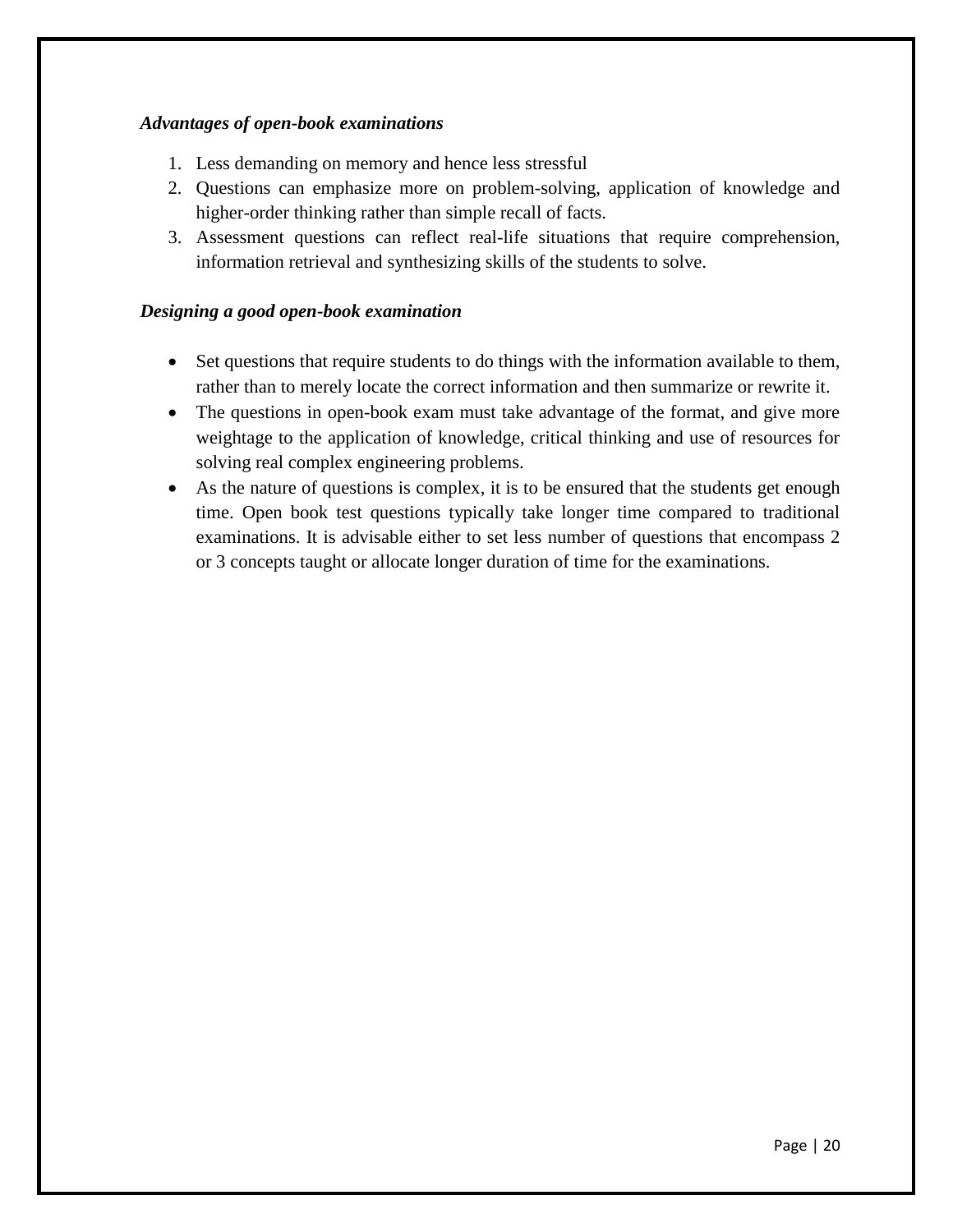***Advantages of open-book examinations***

1. Less demanding on memory and hence less stressful
2. Questions can emphasize more on problem-solving, application of knowledge and higher-order thinking rather than simple recall of facts.
3. Assessment questions can reflect real-life situations that require comprehension, information retrieval and synthesizing skills of the students to solve.

***Designing a good open-book examination***

- Set questions that require students to do things with the information available to them, rather than to merely locate the correct information and then summarize or rewrite it.
- The questions in open-book exam must take advantage of the format, and give more weightage to the application of knowledge, critical thinking and use of resources for solving real complex engineering problems.
- As the nature of questions is complex, it is to be ensured that the students get enough time. Open book test questions typically take longer time compared to traditional examinations. It is advisable either to set less number of questions that encompass 2 or 3 concepts taught or allocate longer duration of time for the examinations.